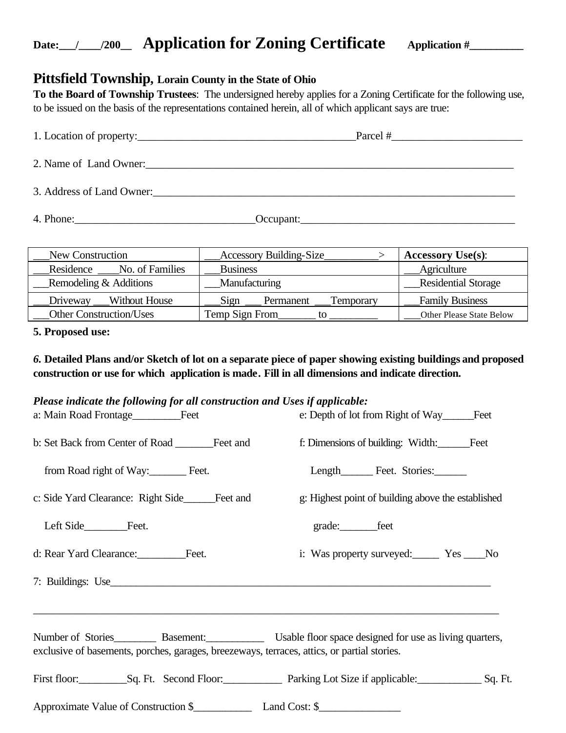**Date:\_\_\_/\_\_\_\_/200\_\_** **Application for Zoning Certificate** **Application #\_\_\_\_\_\_\_\_\_\_**

## Pittsfield Township, Lorain County in the State of Ohio

**To the Board of Township Trustees**: The undersigned hereby applies for a Zoning Certificate for the following use, to be issued on the basis of the representations contained herein, all of which applicant says are true:

1. Location of property:\_\_\_\_\_\_\_\_\_\_\_\_\_\_\_\_\_\_\_\_\_\_\_\_\_\_\_\_\_\_\_\_\_\_\_\_\_\_\_\_Parcel #\_\_\_\_\_\_\_\_\_\_\_\_\_\_\_\_\_\_\_\_\_\_\_\_

2. Name of Land Owner:\_\_\_\_\_\_\_\_\_\_\_\_\_\_\_\_\_\_\_\_\_\_\_\_\_\_\_\_\_\_\_\_\_\_\_\_\_\_\_\_\_\_\_\_\_\_\_\_\_\_\_\_\_\_\_\_\_\_\_\_\_\_\_\_\_\_

3. Address of Land Owner:\_\_\_\_\_\_\_\_\_\_\_\_\_\_\_\_\_\_\_\_\_\_\_\_\_\_\_\_\_\_\_\_\_\_\_\_\_\_\_\_\_\_\_\_\_\_\_\_\_\_\_\_\_\_\_\_\_\_\_\_\_\_\_\_

4. Phone:\_\_\_\_\_\_\_\_\_\_\_\_\_\_\_\_\_\_\_\_\_\_\_\_\_\_\_\_\_\_\_\_\_Occupant:\_\_\_\_\_\_\_\_\_\_\_\_\_\_\_\_\_\_\_\_\_\_\_\_\_\_\_\_\_\_\_\_\_\_\_\_\_\_\_\_

| \_\_\_New Construction | \_\_\_Accessory Building-Size\_\_\_\_\_\_\_\_\_\_> | **Accessory Use(s)**: |
|---|---|---|
| \_\_\_Residence \_\_\_\_No. of Families | \_\_\_Business | \_\_\_Agriculture |
| \_\_\_Remodeling & Additions | \_\_\_Manufacturing | \_\_\_Residential Storage |
| \_\_\_Driveway \_\_\_Without House | \_\_\_Sign \_\_\_ Permanent \_\_\_Temporary | \_\_\_Family Business |
| \_\_\_Other Construction/Uses | Temp Sign From\_\_\_\_\_\_\_ to \_\_\_\_\_\_\_\_\_ | \_\_\_Other Please State Below |

**5. Proposed use:**

***6.*** **Detailed Plans and/or Sketch of lot on a separate piece of paper showing existing buildings and proposed construction or use for which application is made. Fill in all dimensions and indicate direction.**

***Please indicate the following for all construction and Uses if applicable:***

a: Main Road Frontage\_\_\_\_\_\_\_\_\_Feet

b: Set Back from Center of Road \_\_\_\_\_\_\_Feet and

from Road right of Way:\_\_\_\_\_\_\_ Feet.

c: Side Yard Clearance: Right Side\_\_\_\_\_\_Feet and

Left Side\_\_\_\_\_\_\_\_Feet.

d: Rear Yard Clearance:\_\_\_\_\_\_\_\_\_Feet.

e: Depth of lot from Right of Way\_\_\_\_\_\_Feet

f: Dimensions of building: Width:\_\_\_\_\_\_Feet

Length\_\_\_\_\_\_ Feet. Stories:\_\_\_\_\_\_

g: Highest point of building above the established

grade:\_\_\_\_\_\_\_feet

i: Was property surveyed:\_\_\_\_\_ Yes \_\_\_\_No

7: Buildings: Use\_\_\_\_\_\_\_\_\_\_\_\_\_\_\_\_\_\_\_\_\_\_\_\_\_\_\_\_\_\_\_\_\_\_\_\_\_\_\_\_\_\_\_\_\_\_\_\_\_\_\_\_\_\_\_\_\_\_\_\_\_\_\_\_\_\_\_\_\_\_\_\_\_

\_\_\_\_\_\_\_\_\_\_\_\_\_\_\_\_\_\_\_\_\_\_\_\_\_\_\_\_\_\_\_\_\_\_\_\_\_\_\_\_\_\_\_\_\_\_\_\_\_\_\_\_\_\_\_\_\_\_\_\_\_\_\_\_\_\_\_\_\_\_\_\_\_\_\_\_\_\_\_\_\_\_\_\_\_\_\_\_

Number of Stories\_\_\_\_\_\_\_\_ Basement:\_\_\_\_\_\_\_\_\_\_\_ Usable floor space designed for use as living quarters, exclusive of basements, porches, garages, breezeways, terraces, attics, or partial stories.

First floor:\_\_\_\_\_\_\_\_\_Sq. Ft. Second Floor:\_\_\_\_\_\_\_\_\_\_\_ Parking Lot Size if applicable:\_\_\_\_\_\_\_\_\_\_\_\_ Sq. Ft.

Approximate Value of Construction $\_\_\_\_\_\_\_\_\_\_\_ Land Cost: $\_\_\_\_\_\_\_\_\_\_\_\_\_\_\_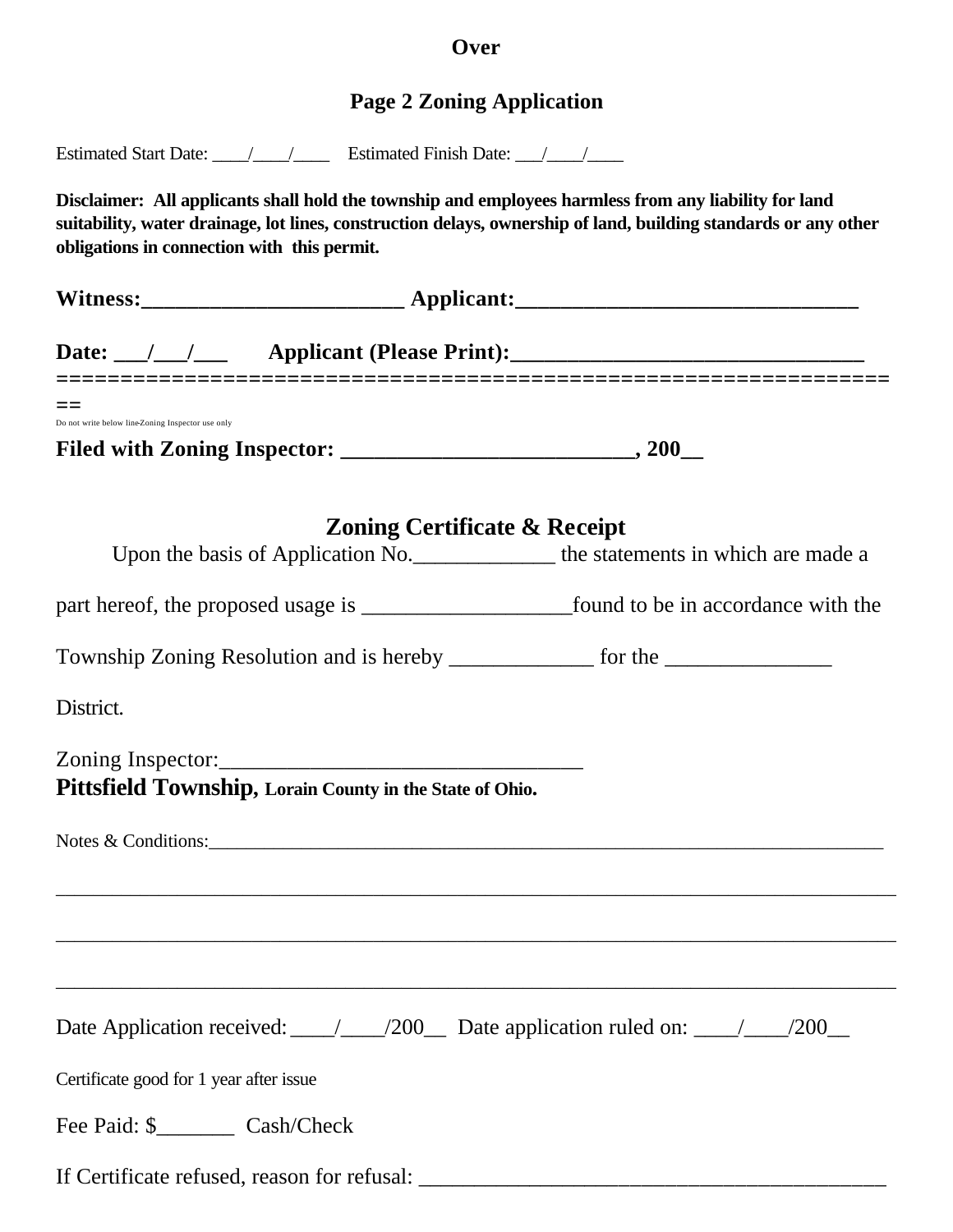**Over**

## Page 2 Zoning Application

Estimated Start Date: ____/____/____ Estimated Finish Date: ___/____/____

**Disclaimer: All applicants shall hold the township and employees harmless from any liability for land suitability, water drainage, lot lines, construction delays, ownership of land, building standards or any other obligations in connection with this permit.**

**Witness:_______________________ Applicant:_____________________________**

**Date: ___/___/___ Applicant (Please Print):_______________________________**

**==================================================================**

Do not write below line-Zoning Inspector use only

**Filed with Zoning Inspector: __________________________, 200__**

## Zoning Certificate & Receipt

Upon the basis of Application No._____________ the statements in which are made a part hereof, the proposed usage is ___________________found to be in accordance with the Township Zoning Resolution and is hereby _____________ for the _______________ District.

Zoning Inspector:________________________________

**Pittsfield Township, Lorain County in the State of Ohio.**

Notes & Conditions:_____________________________________________________________________________

_____________________________________________________________________________

_____________________________________________________________________________

_____________________________________________________________________________

Date Application received:____/____/200__ Date application ruled on: ____/____/200__

Certificate good for 1 year after issue

Fee Paid: $_______ Cash/Check

If Certificate refused, reason for refusal: ____________________________________________